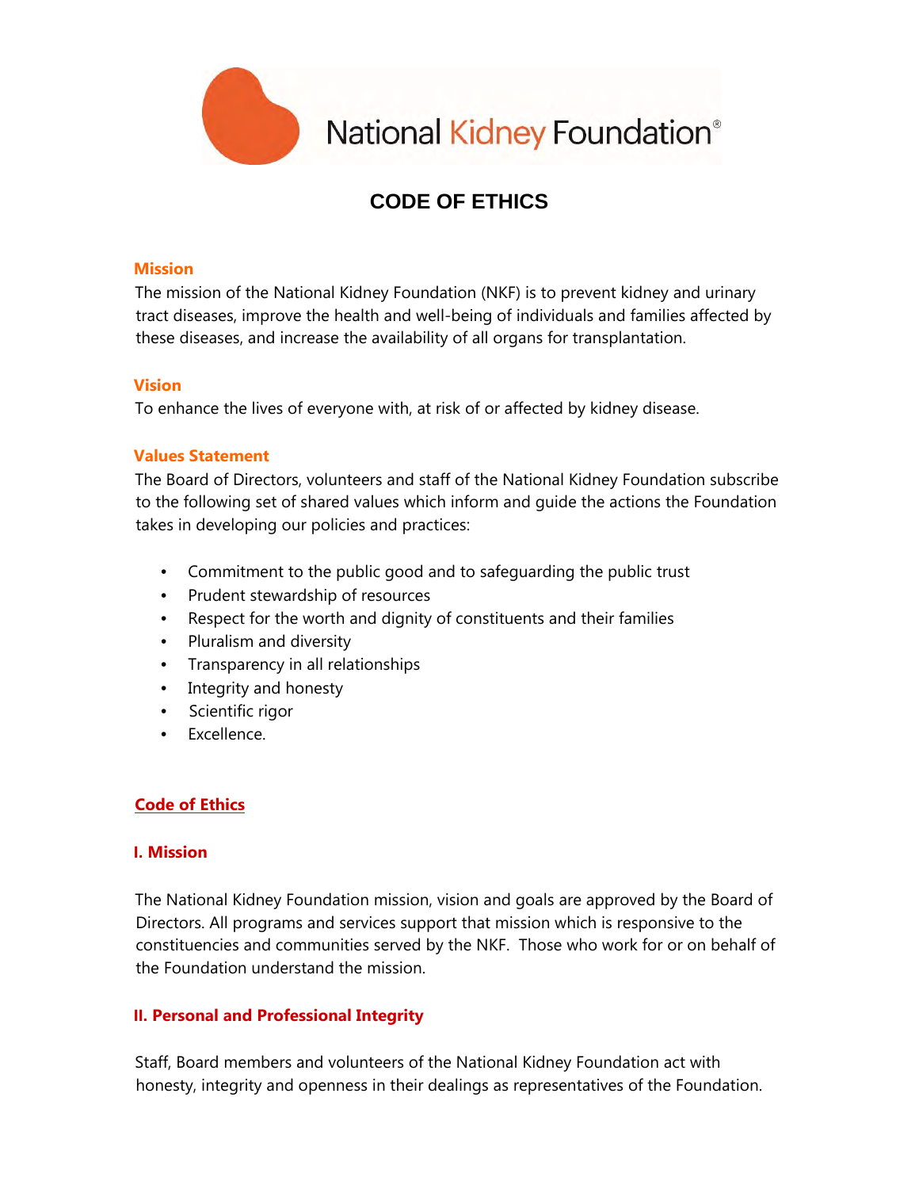National Kidney Foundation®

# CODE OF ETHICS

## Mission

The mission of the National Kidney Foundation (NKF) is to prevent kidney and urinary tract diseases, improve the health and well-being of individuals and families affected by these diseases, and increase the availability of all organs for transplantation.

## Vision

To enhance the lives of everyone with, at risk of or affected by kidney disease.

## Values Statement

The Board of Directors, volunteers and staff of the National Kidney Foundation subscribe to the following set of shared values which inform and guide the actions the Foundation takes in developing our policies and practices:

- Commitment to the public good and to safeguarding the public trust
- Prudent stewardship of resources
- Respect for the worth and dignity of constituents and their families
- Pluralism and diversity
- Transparency in all relationships
- Integrity and honesty
- Scientific rigor
- Excellence.

## Code of Ethics

### I. Mission

The National Kidney Foundation mission, vision and goals are approved by the Board of Directors. All programs and services support that mission which is responsive to the constituencies and communities served by the NKF. Those who work for or on behalf of the Foundation understand the mission.

### II. Personal and Professional Integrity

Staff, Board members and volunteers of the National Kidney Foundation act with honesty, integrity and openness in their dealings as representatives of the Foundation.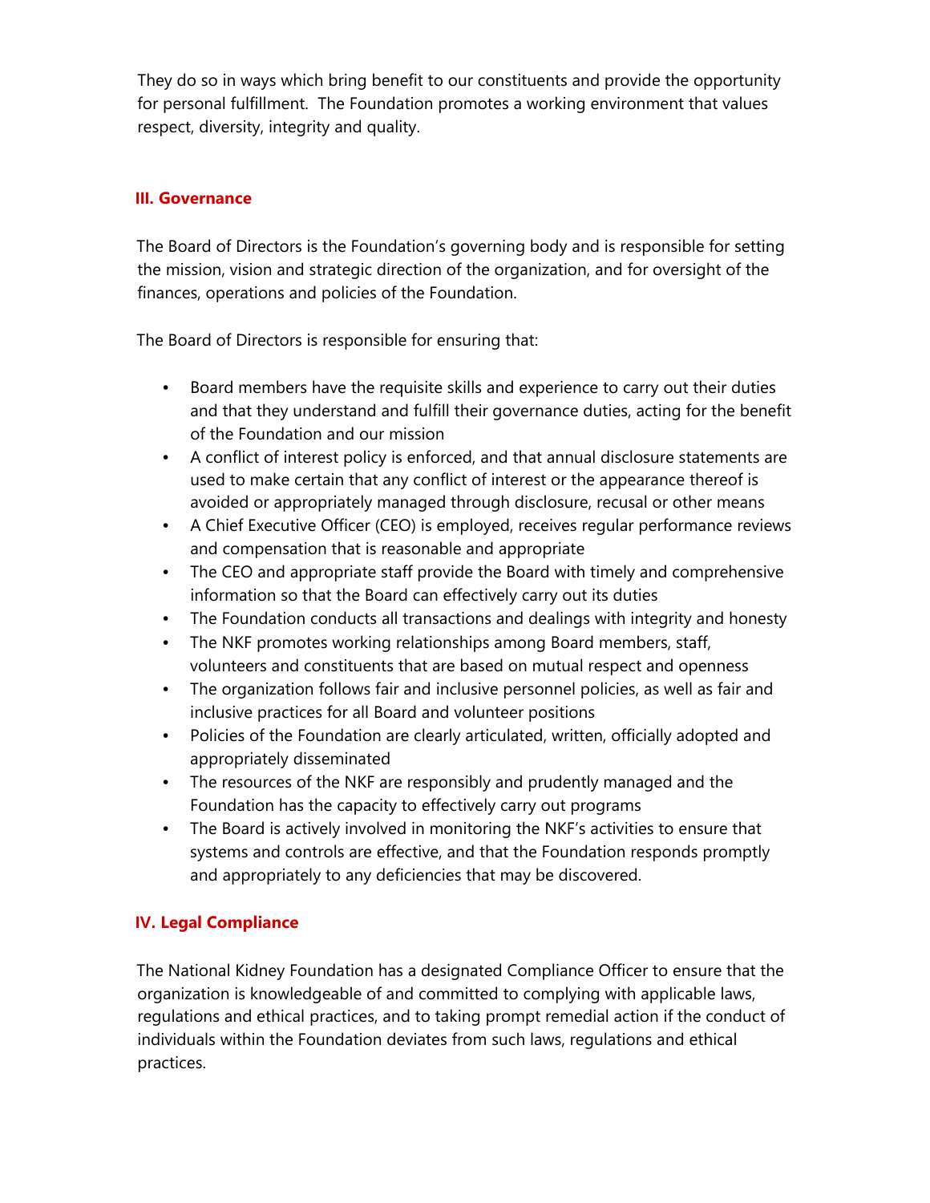They do so in ways which bring benefit to our constituents and provide the opportunity for personal fulfillment. The Foundation promotes a working environment that values respect, diversity, integrity and quality.

## III. Governance

The Board of Directors is the Foundation's governing body and is responsible for setting the mission, vision and strategic direction of the organization, and for oversight of the finances, operations and policies of the Foundation.

The Board of Directors is responsible for ensuring that:

- Board members have the requisite skills and experience to carry out their duties and that they understand and fulfill their governance duties, acting for the benefit of the Foundation and our mission
- A conflict of interest policy is enforced, and that annual disclosure statements are used to make certain that any conflict of interest or the appearance thereof is avoided or appropriately managed through disclosure, recusal or other means
- A Chief Executive Officer (CEO) is employed, receives regular performance reviews and compensation that is reasonable and appropriate
- The CEO and appropriate staff provide the Board with timely and comprehensive information so that the Board can effectively carry out its duties
- The Foundation conducts all transactions and dealings with integrity and honesty
- The NKF promotes working relationships among Board members, staff, volunteers and constituents that are based on mutual respect and openness
- The organization follows fair and inclusive personnel policies, as well as fair and inclusive practices for all Board and volunteer positions
- Policies of the Foundation are clearly articulated, written, officially adopted and appropriately disseminated
- The resources of the NKF are responsibly and prudently managed and the Foundation has the capacity to effectively carry out programs
- The Board is actively involved in monitoring the NKF's activities to ensure that systems and controls are effective, and that the Foundation responds promptly and appropriately to any deficiencies that may be discovered.

## IV. Legal Compliance

The National Kidney Foundation has a designated Compliance Officer to ensure that the organization is knowledgeable of and committed to complying with applicable laws, regulations and ethical practices, and to taking prompt remedial action if the conduct of individuals within the Foundation deviates from such laws, regulations and ethical practices.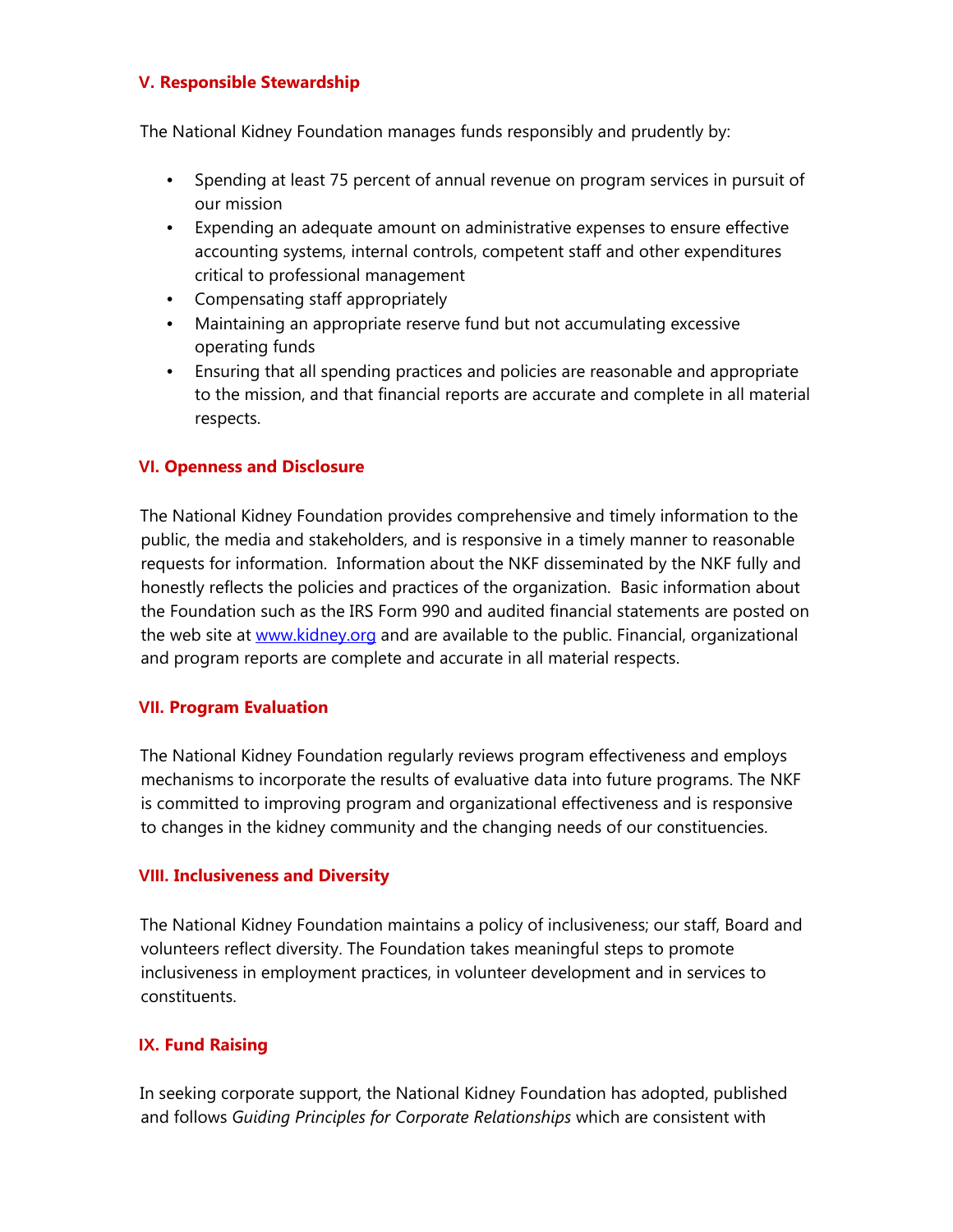### V. Responsible Stewardship

The National Kidney Foundation manages funds responsibly and prudently by:

- Spending at least 75 percent of annual revenue on program services in pursuit of our mission
- Expending an adequate amount on administrative expenses to ensure effective accounting systems, internal controls, competent staff and other expenditures critical to professional management
- Compensating staff appropriately
- Maintaining an appropriate reserve fund but not accumulating excessive operating funds
- Ensuring that all spending practices and policies are reasonable and appropriate to the mission, and that financial reports are accurate and complete in all material respects.

### VI. Openness and Disclosure

The National Kidney Foundation provides comprehensive and timely information to the public, the media and stakeholders, and is responsive in a timely manner to reasonable requests for information. Information about the NKF disseminated by the NKF fully and honestly reflects the policies and practices of the organization. Basic information about the Foundation such as the IRS Form 990 and audited financial statements are posted on the web site at [www.kidney.org](http://www.kidney.org) and are available to the public. Financial, organizational and program reports are complete and accurate in all material respects.

### VII. Program Evaluation

The National Kidney Foundation regularly reviews program effectiveness and employs mechanisms to incorporate the results of evaluative data into future programs. The NKF is committed to improving program and organizational effectiveness and is responsive to changes in the kidney community and the changing needs of our constituencies.

### VIII. Inclusiveness and Diversity

The National Kidney Foundation maintains a policy of inclusiveness; our staff, Board and volunteers reflect diversity. The Foundation takes meaningful steps to promote inclusiveness in employment practices, in volunteer development and in services to constituents.

### IX. Fund Raising

In seeking corporate support, the National Kidney Foundation has adopted, published and follows *Guiding Principles for Corporate Relationships* which are consistent with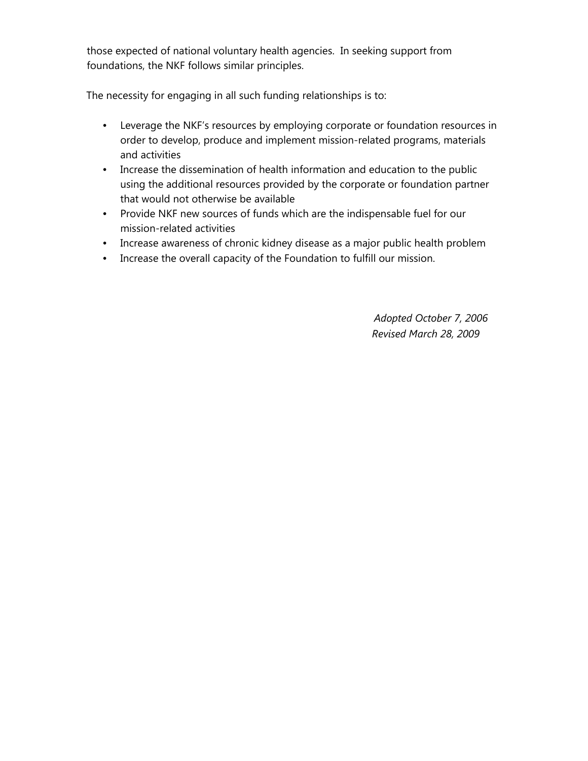those expected of national voluntary health agencies. In seeking support from foundations, the NKF follows similar principles.

The necessity for engaging in all such funding relationships is to:

- Leverage the NKF's resources by employing corporate or foundation resources in order to develop, produce and implement mission-related programs, materials and activities
- Increase the dissemination of health information and education to the public using the additional resources provided by the corporate or foundation partner that would not otherwise be available
- Provide NKF new sources of funds which are the indispensable fuel for our mission-related activities
- Increase awareness of chronic kidney disease as a major public health problem
- Increase the overall capacity of the Foundation to fulfill our mission.

*Adopted October 7, 2006*
*Revised March 28, 2009*